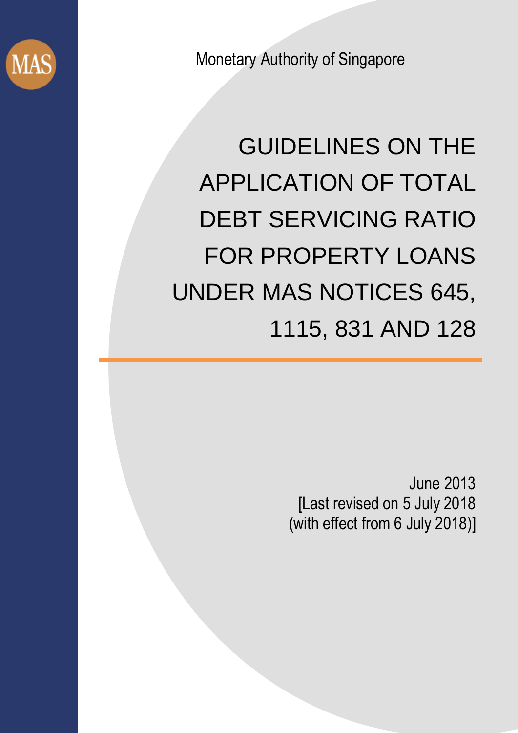MAS

Monetary Authority of Singapore

# GUIDELINES ON THE APPLICATION OF TOTAL DEBT SERVICING RATIO FOR PROPERTY LOANS UNDER MAS NOTICES 645, 1115, 831 AND 128

June 2013
[Last revised on 5 July 2018
(with effect from 6 July 2018)]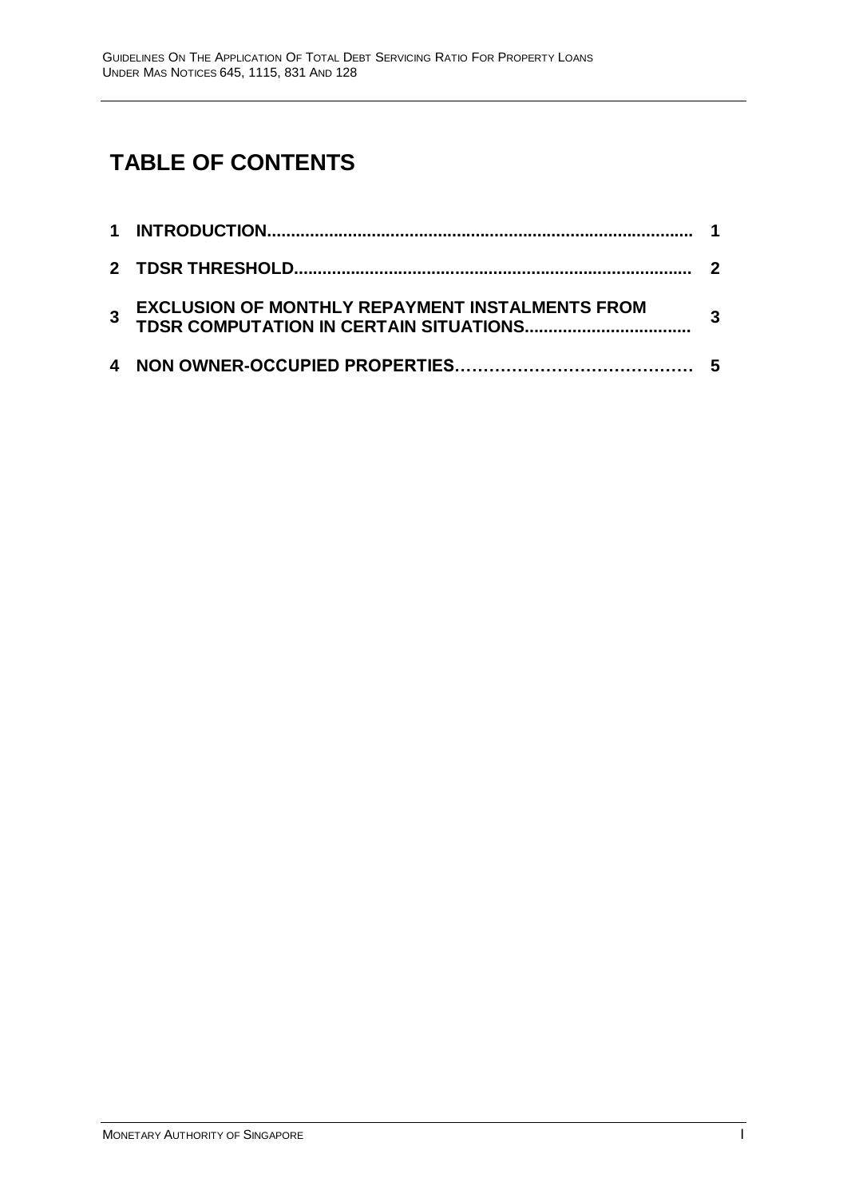# TABLE OF CONTENTS

| | | |
|---|---|---|
| 1 | INTRODUCTION | 1 |
| 2 | TDSR THRESHOLD | 2 |
| 3 | EXCLUSION OF MONTHLY REPAYMENT INSTALMENTS FROM TDSR COMPUTATION IN CERTAIN SITUATIONS | 3 |
| 4 | NON OWNER-OCCUPIED PROPERTIES | 5 |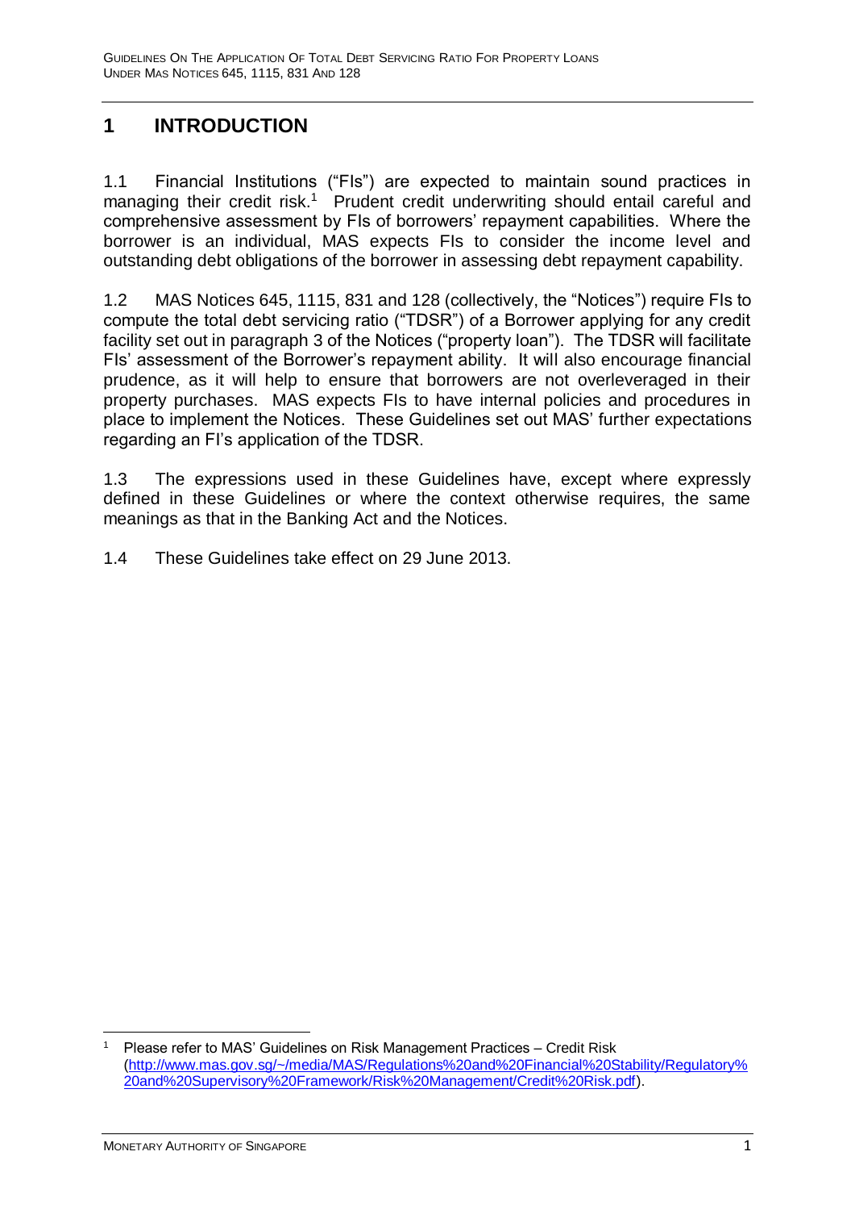# 1 INTRODUCTION

1.1 Financial Institutions ("FIs") are expected to maintain sound practices in managing their credit risk.[1] Prudent credit underwriting should entail careful and comprehensive assessment by FIs of borrowers' repayment capabilities. Where the borrower is an individual, MAS expects FIs to consider the income level and outstanding debt obligations of the borrower in assessing debt repayment capability.

1.2 MAS Notices 645, 1115, 831 and 128 (collectively, the "Notices") require FIs to compute the total debt servicing ratio ("TDSR") of a Borrower applying for any credit facility set out in paragraph 3 of the Notices ("property loan"). The TDSR will facilitate FIs' assessment of the Borrower's repayment ability. It will also encourage financial prudence, as it will help to ensure that borrowers are not overleveraged in their property purchases. MAS expects FIs to have internal policies and procedures in place to implement the Notices. These Guidelines set out MAS' further expectations regarding an FI's application of the TDSR.

1.3 The expressions used in these Guidelines have, except where expressly defined in these Guidelines or where the context otherwise requires, the same meanings as that in the Banking Act and the Notices.

1.4 These Guidelines take effect on 29 June 2013.

[1] Please refer to MAS' Guidelines on Risk Management Practices – Credit Risk (http://www.mas.gov.sg/~/media/MAS/Regulations%20and%20Financial%20Stability/Regulatory%20and%20Supervisory%20Framework/Risk%20Management/Credit%20Risk.pdf).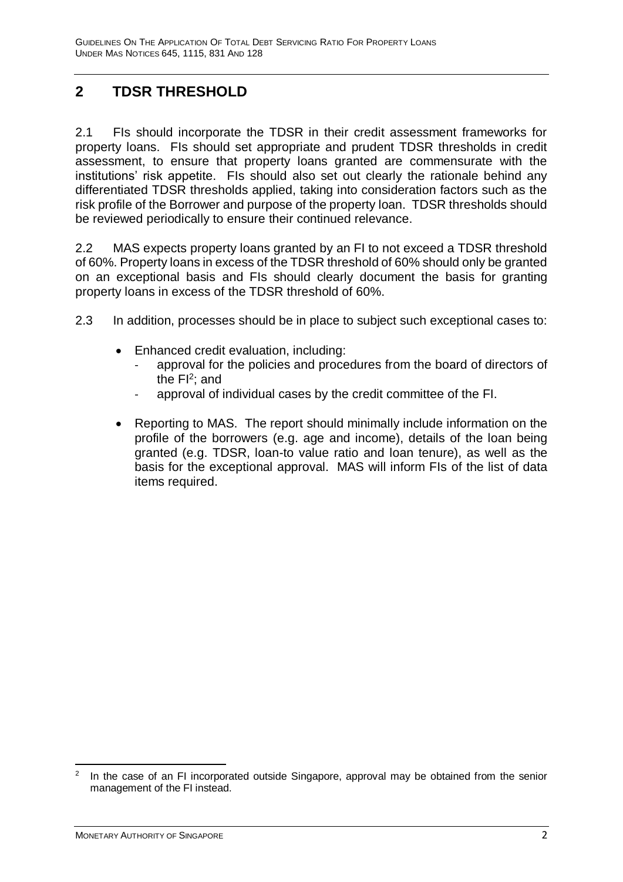## 2 TDSR THRESHOLD

2.1 FIs should incorporate the TDSR in their credit assessment frameworks for property loans. FIs should set appropriate and prudent TDSR thresholds in credit assessment, to ensure that property loans granted are commensurate with the institutions' risk appetite. FIs should also set out clearly the rationale behind any differentiated TDSR thresholds applied, taking into consideration factors such as the risk profile of the Borrower and purpose of the property loan. TDSR thresholds should be reviewed periodically to ensure their continued relevance.

2.2 MAS expects property loans granted by an FI to not exceed a TDSR threshold of 60%. Property loans in excess of the TDSR threshold of 60% should only be granted on an exceptional basis and FIs should clearly document the basis for granting property loans in excess of the TDSR threshold of 60%.

2.3 In addition, processes should be in place to subject such exceptional cases to:

- Enhanced credit evaluation, including:
  - approval for the policies and procedures from the board of directors of the FI[2]; and
  - approval of individual cases by the credit committee of the FI.
- Reporting to MAS. The report should minimally include information on the profile of the borrowers (e.g. age and income), details of the loan being granted (e.g. TDSR, loan-to value ratio and loan tenure), as well as the basis for the exceptional approval. MAS will inform FIs of the list of data items required.

[2] In the case of an FI incorporated outside Singapore, approval may be obtained from the senior management of the FI instead.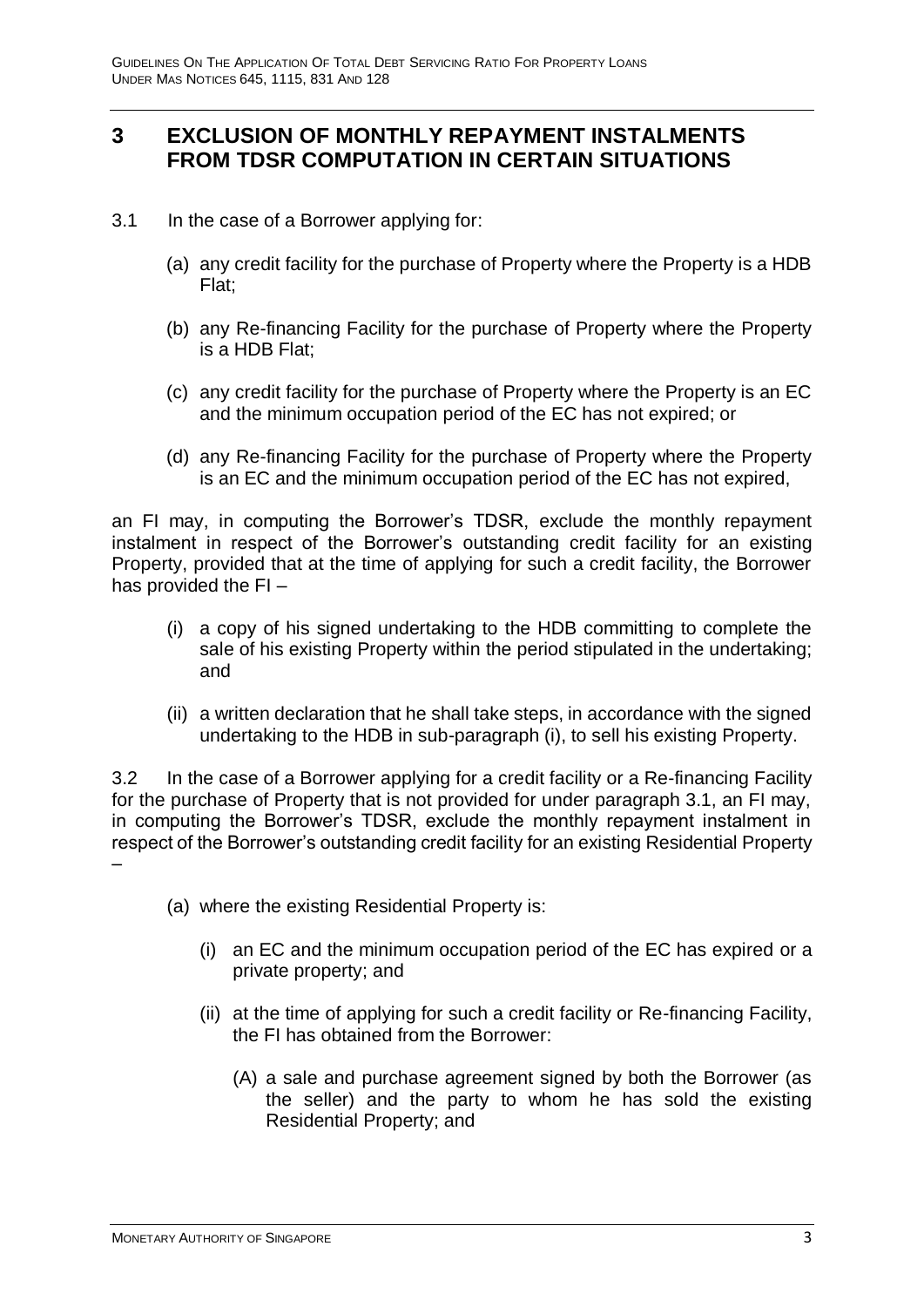## 3 EXCLUSION OF MONTHLY REPAYMENT INSTALMENTS FROM TDSR COMPUTATION IN CERTAIN SITUATIONS

3.1 In the case of a Borrower applying for:

(a) any credit facility for the purchase of Property where the Property is a HDB Flat;

(b) any Re-financing Facility for the purchase of Property where the Property is a HDB Flat;

(c) any credit facility for the purchase of Property where the Property is an EC and the minimum occupation period of the EC has not expired; or

(d) any Re-financing Facility for the purchase of Property where the Property is an EC and the minimum occupation period of the EC has not expired,

an FI may, in computing the Borrower's TDSR, exclude the monthly repayment instalment in respect of the Borrower's outstanding credit facility for an existing Property, provided that at the time of applying for such a credit facility, the Borrower has provided the FI –

(i) a copy of his signed undertaking to the HDB committing to complete the sale of his existing Property within the period stipulated in the undertaking; and

(ii) a written declaration that he shall take steps, in accordance with the signed undertaking to the HDB in sub-paragraph (i), to sell his existing Property.

3.2 In the case of a Borrower applying for a credit facility or a Re-financing Facility for the purchase of Property that is not provided for under paragraph 3.1, an FI may, in computing the Borrower's TDSR, exclude the monthly repayment instalment in respect of the Borrower's outstanding credit facility for an existing Residential Property –

(a) where the existing Residential Property is:

(i) an EC and the minimum occupation period of the EC has expired or a private property; and

(ii) at the time of applying for such a credit facility or Re-financing Facility, the FI has obtained from the Borrower:

(A) a sale and purchase agreement signed by both the Borrower (as the seller) and the party to whom he has sold the existing Residential Property; and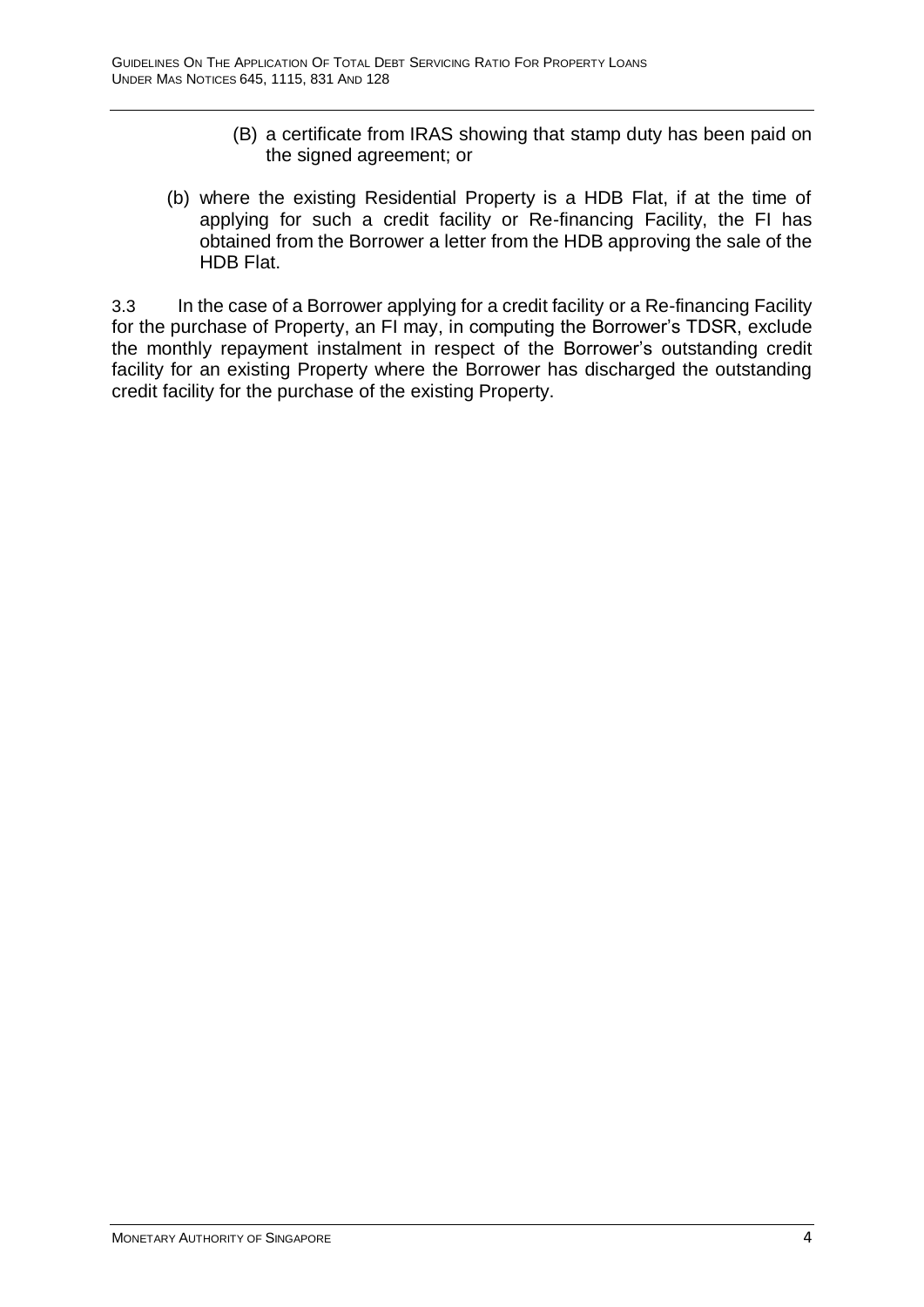(B) a certificate from IRAS showing that stamp duty has been paid on the signed agreement; or

(b) where the existing Residential Property is a HDB Flat, if at the time of applying for such a credit facility or Re-financing Facility, the FI has obtained from the Borrower a letter from the HDB approving the sale of the HDB Flat.

3.3 In the case of a Borrower applying for a credit facility or a Re-financing Facility for the purchase of Property, an FI may, in computing the Borrower's TDSR, exclude the monthly repayment instalment in respect of the Borrower's outstanding credit facility for an existing Property where the Borrower has discharged the outstanding credit facility for the purchase of the existing Property.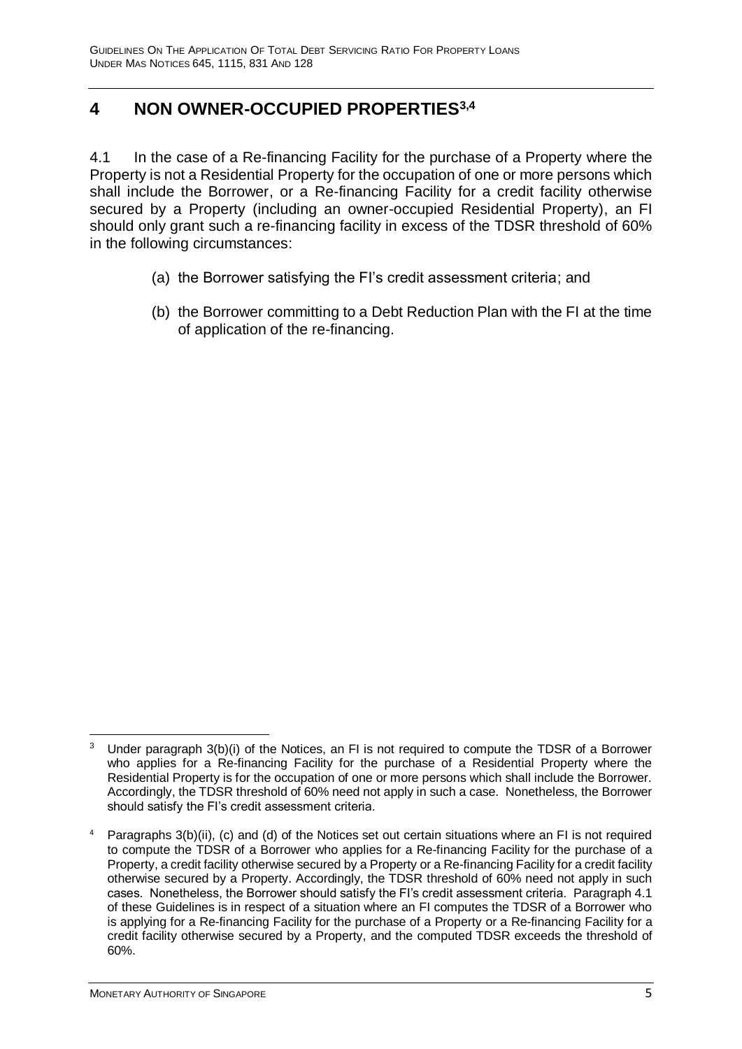## 4 NON OWNER-OCCUPIED PROPERTIES[3,4]

4.1 In the case of a Re-financing Facility for the purchase of a Property where the Property is not a Residential Property for the occupation of one or more persons which shall include the Borrower, or a Re-financing Facility for a credit facility otherwise secured by a Property (including an owner-occupied Residential Property), an FI should only grant such a re-financing facility in excess of the TDSR threshold of 60% in the following circumstances:

(a) the Borrower satisfying the FI's credit assessment criteria; and

(b) the Borrower committing to a Debt Reduction Plan with the FI at the time of application of the re-financing.

---

[3] Under paragraph 3(b)(i) of the Notices, an FI is not required to compute the TDSR of a Borrower who applies for a Re-financing Facility for the purchase of a Residential Property where the Residential Property is for the occupation of one or more persons which shall include the Borrower. Accordingly, the TDSR threshold of 60% need not apply in such a case. Nonetheless, the Borrower should satisfy the FI's credit assessment criteria.

[4] Paragraphs 3(b)(ii), (c) and (d) of the Notices set out certain situations where an FI is not required to compute the TDSR of a Borrower who applies for a Re-financing Facility for the purchase of a Property, a credit facility otherwise secured by a Property or a Re-financing Facility for a credit facility otherwise secured by a Property. Accordingly, the TDSR threshold of 60% need not apply in such cases. Nonetheless, the Borrower should satisfy the FI's credit assessment criteria. Paragraph 4.1 of these Guidelines is in respect of a situation where an FI computes the TDSR of a Borrower who is applying for a Re-financing Facility for the purchase of a Property or a Re-financing Facility for a credit facility otherwise secured by a Property, and the computed TDSR exceeds the threshold of 60%.